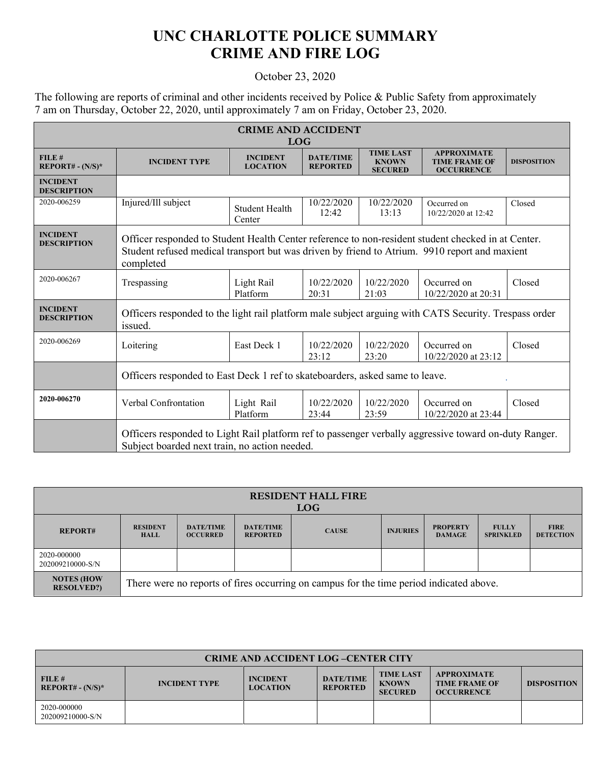# UNC CHARLOTTE POLICE SUMMARY
# CRIME AND FIRE LOG

October 23, 2020

The following are reports of criminal and other incidents received by Police & Public Safety from approximately 7 am on Thursday, October 22, 2020, until approximately 7 am on Friday, October 23, 2020.

| CRIME AND ACCIDENT LOG | | | | | | |
|---|---|---|---|---|---|---|
| **FILE # REPORT# - (N/S)*** | **INCIDENT TYPE** | **INCIDENT LOCATION** | **DATE/TIME REPORTED** | **TIME LAST KNOWN SECURED** | **APPROXIMATE TIME FRAME OF OCCURRENCE** | **DISPOSITION** |
| **INCIDENT DESCRIPTION** | | | | | | |
| 2020-006259 | Injured/Ill subject | Student Health Center | 10/22/2020 12:42 | 10/22/2020 13:13 | Occurred on 10/22/2020 at 12:42 | Closed |
| **INCIDENT DESCRIPTION** | Officer responded to Student Health Center reference to non-resident student checked in at Center. Student refused medical transport but was driven by friend to Atrium. 9910 report and maxient completed | | | | | |
| 2020-006267 | Trespassing | Light Rail Platform | 10/22/2020 20:31 | 10/22/2020 21:03 | Occurred on 10/22/2020 at 20:31 | Closed |
| **INCIDENT DESCRIPTION** | Officers responded to the light rail platform male subject arguing with CATS Security. Trespass order issued. | | | | | |
| 2020-006269 | Loitering | East Deck 1 | 10/22/2020 23:12 | 10/22/2020 23:20 | Occurred on 10/22/2020 at 23:12 | Closed |
| | Officers responded to East Deck 1 ref to skateboarders, asked same to leave. | | | | | |
| **2020-006270** | Verbal Confrontation | Light Rail Platform | 10/22/2020 23:44 | 10/22/2020 23:59 | Occurred on 10/22/2020 at 23:44 | Closed |
| | Officers responded to Light Rail platform ref to passenger verbally aggressive toward on-duty Ranger. Subject boarded next train, no action needed. | | | | | |

| RESIDENT HALL FIRE LOG | | | | | | | | |
|---|---|---|---|---|---|---|---|---|
| **REPORT#** | **RESIDENT HALL** | **DATE/TIME OCCURRED** | **DATE/TIME REPORTED** | **CAUSE** | **INJURIES** | **PROPERTY DAMAGE** | **FULLY SPRINKLED** | **FIRE DETECTION** |
| 2020-000000 202009210000-S/N | | | | | | | | |
| **NOTES (HOW RESOLVED?)** | There were no reports of fires occurring on campus for the time period indicated above. | | | | | | | |

| CRIME AND ACCIDENT LOG –CENTER CITY | | | | | | |
|---|---|---|---|---|---|---|
| **FILE # REPORT# - (N/S)*** | **INCIDENT TYPE** | **INCIDENT LOCATION** | **DATE/TIME REPORTED** | **TIME LAST KNOWN SECURED** | **APPROXIMATE TIME FRAME OF OCCURRENCE** | **DISPOSITION** |
| 2020-000000 202009210000-S/N | | | | | | |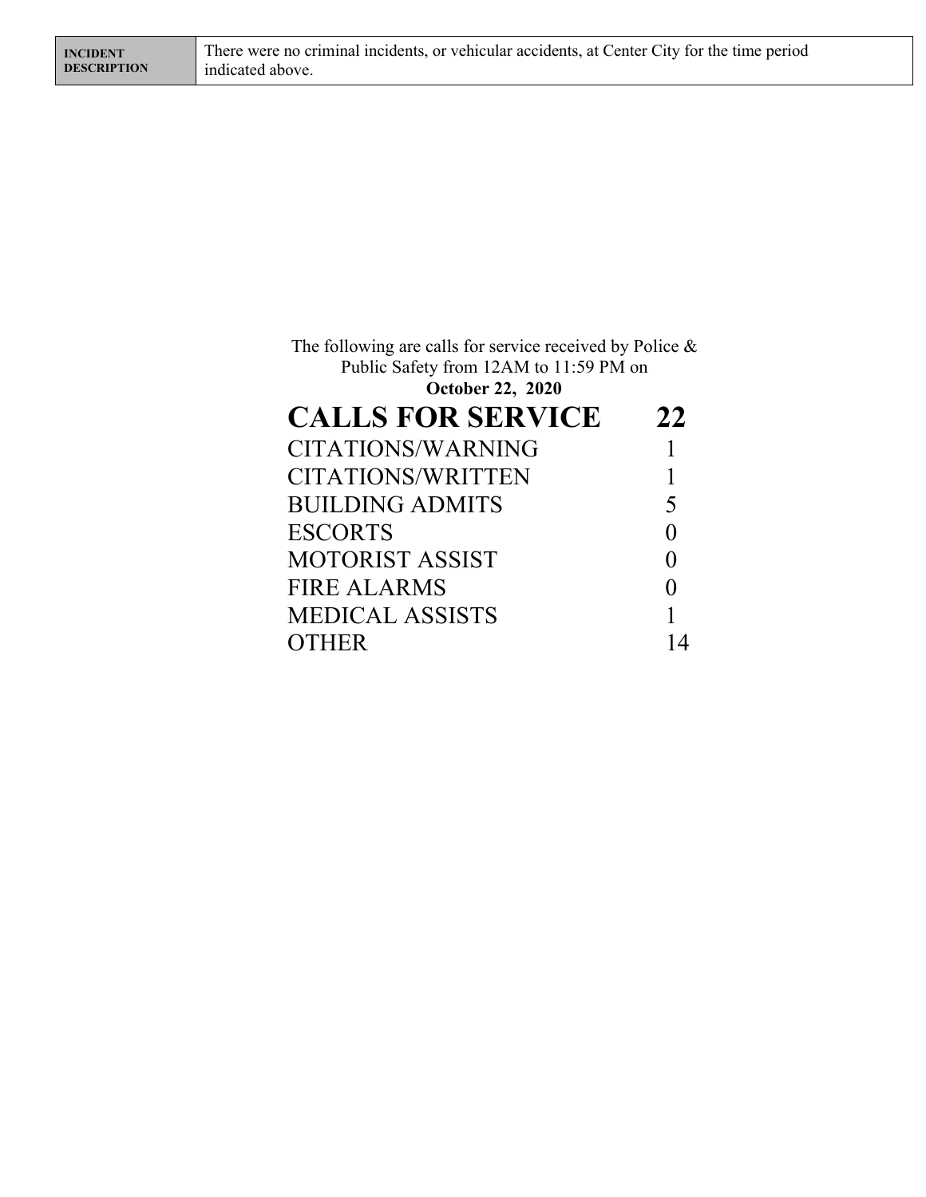| | |
|---|---|
| **INCIDENT DESCRIPTION** | There were no criminal incidents, or vehicular accidents, at Center City for the time period indicated above. |

The following are calls for service received by Police & Public Safety from 12AM to 11:59 PM on

**October 22, 2020**

| | |
|---|---|
| **CALLS FOR SERVICE** | **22** |
| CITATIONS/WARNING | 1 |
| CITATIONS/WRITTEN | 1 |
| BUILDING ADMITS | 5 |
| ESCORTS | 0 |
| MOTORIST ASSIST | 0 |
| FIRE ALARMS | 0 |
| MEDICAL ASSISTS | 1 |
| OTHER | 14 |